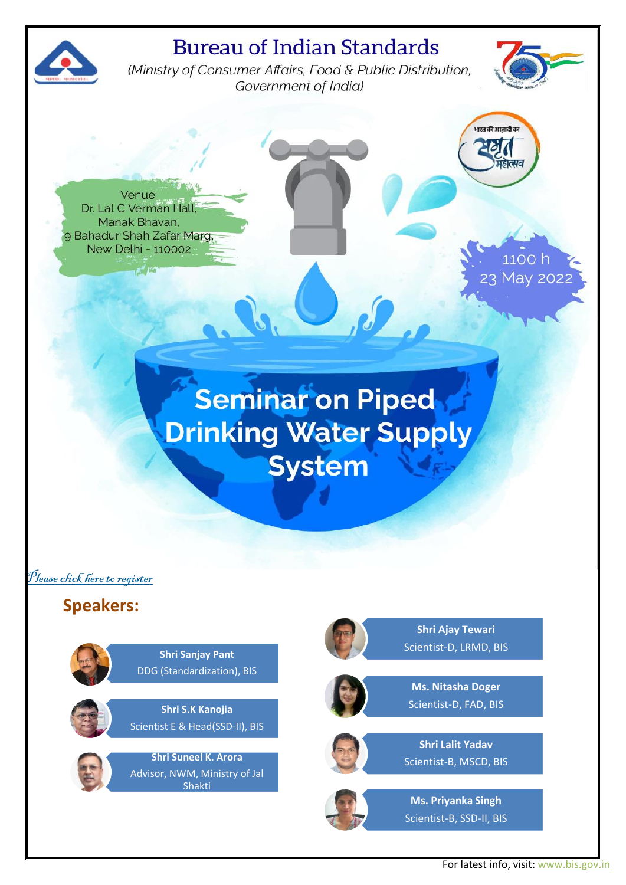# Bureau of Indian Standards

*(Ministry of Consumer Affairs, Food & Public Distribution, Government of India)*

भारत की आज़ादी का अमृत महोत्सव

Venue:
Dr. Lal C Verman Hall,
Manak Bhavan,
9 Bahadur Shah Zafar Marg,
New Delhi - 110002

1100 h
23 May 2022

# Seminar on Piped Drinking Water Supply System

*Please click here to register*

## Speakers:

**Shri Sanjay Pant**
DDG (Standardization), BIS

**Shri S.K Kanojia**
Scientist E & Head(SSD-II), BIS

**Shri Suneel K. Arora**
Advisor, NWM, Ministry of Jal Shakti

**Shri Ajay Tewari**
Scientist-D, LRMD, BIS

**Ms. Nitasha Doger**
Scientist-D, FAD, BIS

**Shri Lalit Yadav**
Scientist-B, MSCD, BIS

**Ms. Priyanka Singh**
Scientist-B, SSD-II, BIS

For latest info, visit: www.bis.gov.in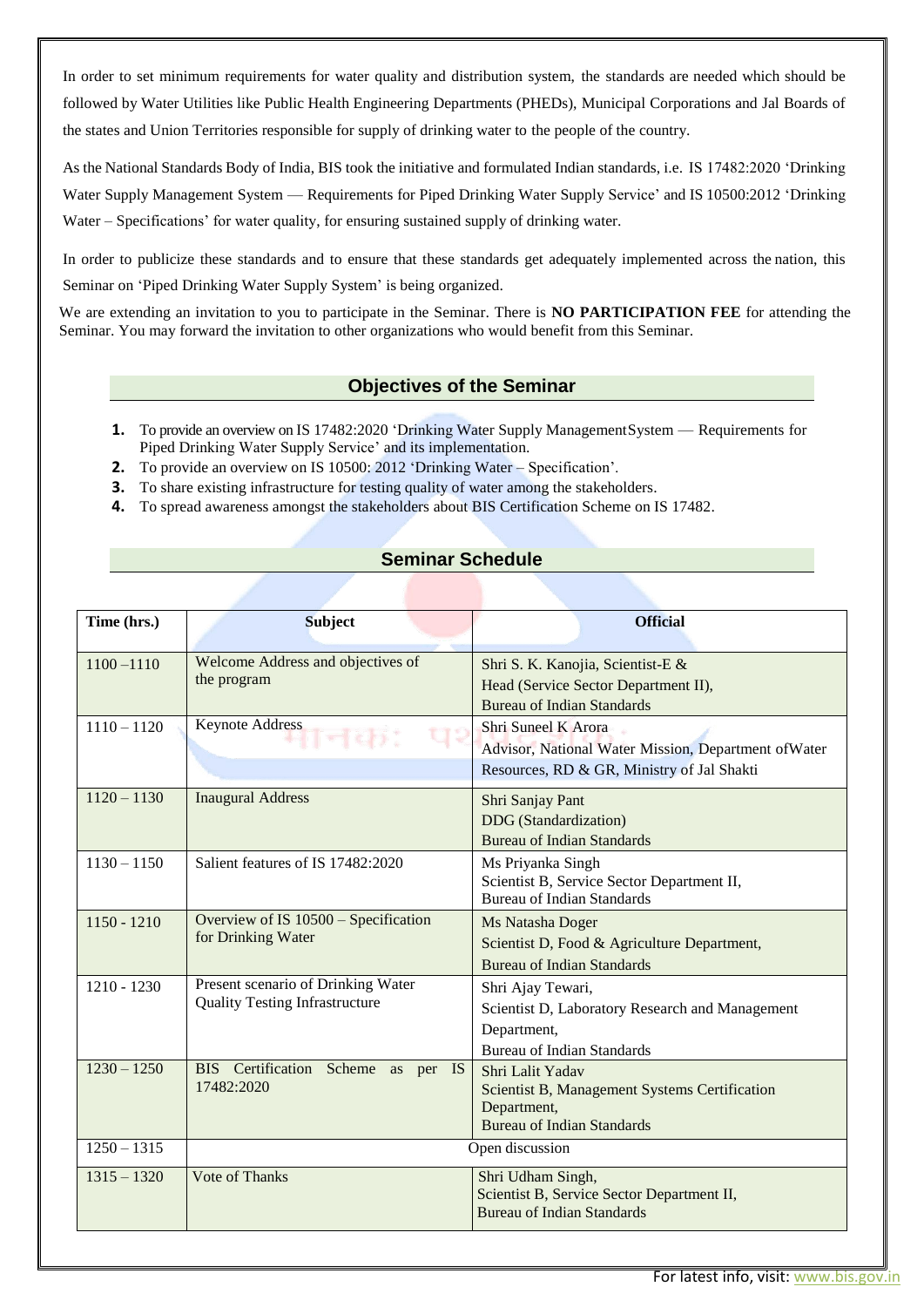In order to set minimum requirements for water quality and distribution system, the standards are needed which should be followed by Water Utilities like Public Health Engineering Departments (PHEDs), Municipal Corporations and Jal Boards of the states and Union Territories responsible for supply of drinking water to the people of the country.

As the National Standards Body of India, BIS took the initiative and formulated Indian standards, i.e. IS 17482:2020 'Drinking Water Supply Management System — Requirements for Piped Drinking Water Supply Service' and IS 10500:2012 'Drinking Water – Specifications' for water quality, for ensuring sustained supply of drinking water.

In order to publicize these standards and to ensure that these standards get adequately implemented across the nation, this Seminar on 'Piped Drinking Water Supply System' is being organized.

We are extending an invitation to you to participate in the Seminar. There is **NO PARTICIPATION FEE** for attending the Seminar. You may forward the invitation to other organizations who would benefit from this Seminar.

## Objectives of the Seminar

1. To provide an overview on IS 17482:2020 'Drinking Water Supply Management System — Requirements for Piped Drinking Water Supply Service' and its implementation.
2. To provide an overview on IS 10500: 2012 'Drinking Water – Specification'.
3. To share existing infrastructure for testing quality of water among the stakeholders.
4. To spread awareness amongst the stakeholders about BIS Certification Scheme on IS 17482.

## Seminar Schedule

| Time (hrs.) | Subject | Official |
|---|---|---|
| 1100 –1110 | Welcome Address and objectives of the program | Shri S. K. Kanojia, Scientist-E & Head (Service Sector Department II), Bureau of Indian Standards |
| 1110 – 1120 | Keynote Address | Shri Suneel K Arora Advisor, National Water Mission, Department ofWater Resources, RD & GR, Ministry of Jal Shakti |
| 1120 – 1130 | Inaugural Address | Shri Sanjay Pant DDG (Standardization) Bureau of Indian Standards |
| 1130 – 1150 | Salient features of IS 17482:2020 | Ms Priyanka Singh Scientist B, Service Sector Department II, Bureau of Indian Standards |
| 1150 - 1210 | Overview of IS 10500 – Specification for Drinking Water | Ms Natasha Doger Scientist D, Food & Agriculture Department, Bureau of Indian Standards |
| 1210 - 1230 | Present scenario of Drinking Water Quality Testing Infrastructure | Shri Ajay Tewari, Scientist D, Laboratory Research and Management Department, Bureau of Indian Standards |
| 1230 – 1250 | BIS Certification Scheme as per IS 17482:2020 | Shri Lalit Yadav Scientist B, Management Systems Certification Department, Bureau of Indian Standards |
| 1250 – 1315 | Open discussion | |
| 1315 – 1320 | Vote of Thanks | Shri Udham Singh, Scientist B, Service Sector Department II, Bureau of Indian Standards |

For latest info, visit: www.bis.gov.in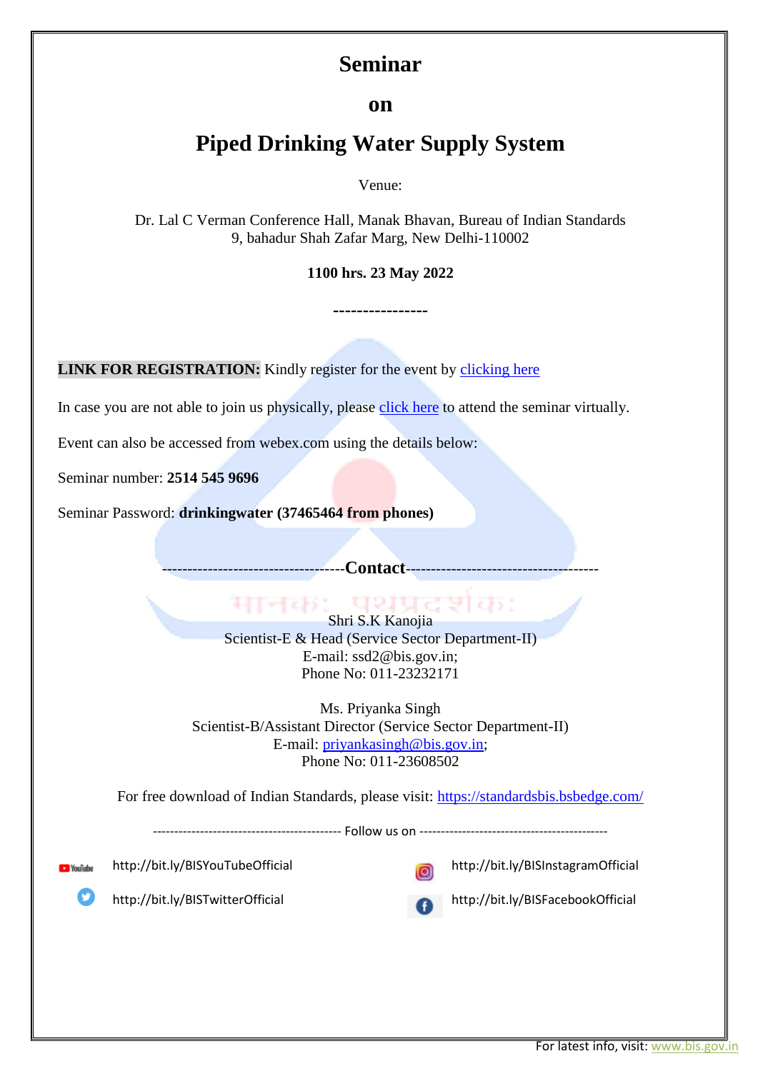# Seminar

# on

# Piped Drinking Water Supply System

Venue:

Dr. Lal C Verman Conference Hall, Manak Bhavan, Bureau of Indian Standards
9, bahadur Shah Zafar Marg, New Delhi-110002

**1100 hrs. 23 May 2022**

----------------

**LINK FOR REGISTRATION:** Kindly register for the event by clicking here

In case you are not able to join us physically, please click here to attend the seminar virtually.

Event can also be accessed from webex.com using the details below:

Seminar number: **2514 545 9696**

Seminar Password: **drinkingwater (37465464 from phones)**

-----------------------------------**Contact**-------------------------------------

मानकः पथप्रदर्शकः

Shri S.K Kanojia
Scientist-E & Head (Service Sector Department-II)
E-mail: ssd2@bis.gov.in;
Phone No: 011-23232171

Ms. Priyanka Singh
Scientist-B/Assistant Director (Service Sector Department-II)
E-mail: priyankasingh@bis.gov.in;
Phone No: 011-23608502

For free download of Indian Standards, please visit: https://standardsbis.bsbedge.com/

-------------------------------------------- Follow us on --------------------------------------------

YouTube http://bit.ly/BISYouTubeOfficial

http://bit.ly/BISInstagramOfficial

http://bit.ly/BISTwitterOfficial

http://bit.ly/BISFacebookOfficial

For latest info, visit: www.bis.gov.in